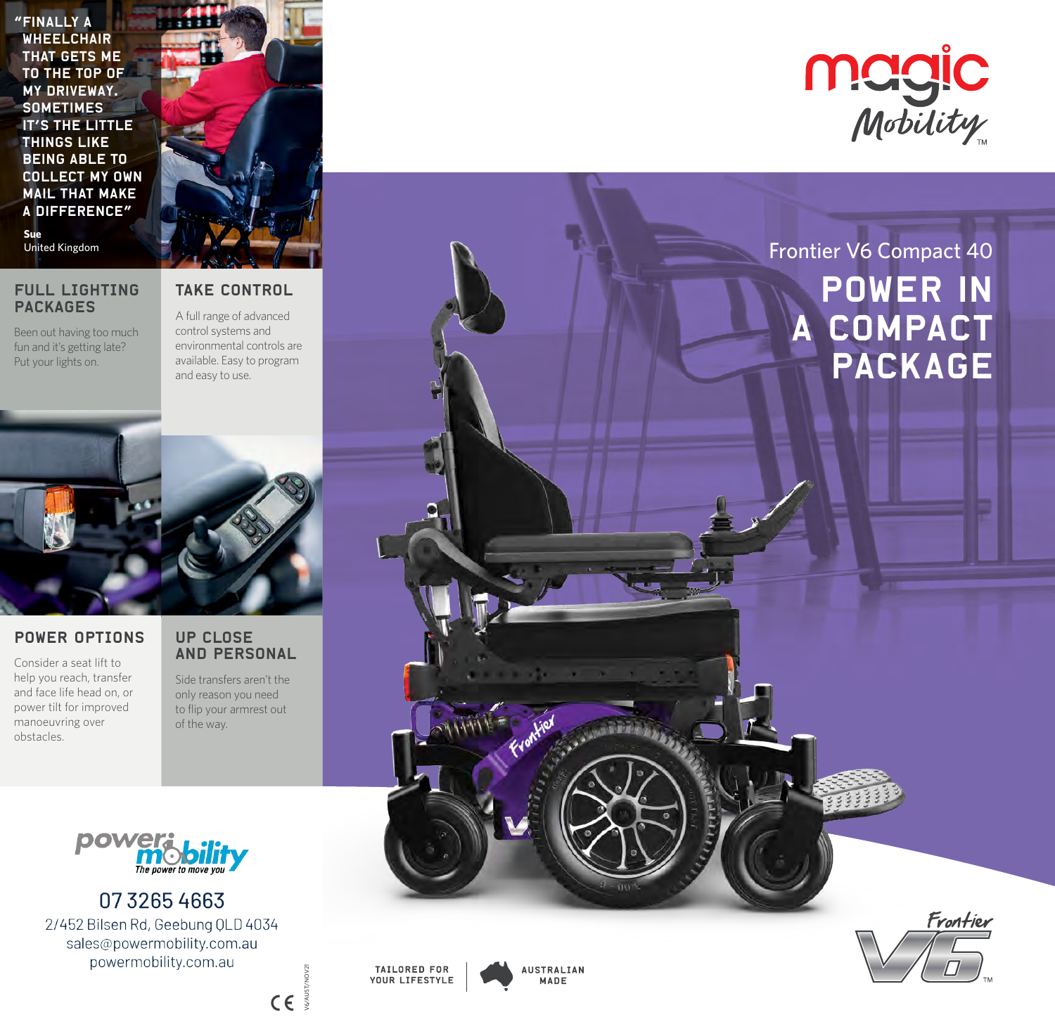"FINALLY A WHEELCHAIR THAT GETS ME TO THE TOP OF MY DRIVEWAY. SOMETIMES IT'S THE LITTLE THINGS LIKE BEING ABLE TO COLLECT MY OWN MAIL THAT MAKE A DIFFERENCE"

**Sue**
United Kingdom

## FULL LIGHTING PACKAGES

Been out having too much fun and it's getting late? Put your lights on.

## TAKE CONTROL

A full range of advanced control systems and environmental controls are available. Easy to program and easy to use.

## POWER OPTIONS

Consider a seat lift to help you reach, transfer and face life head on, or power tilt for improved manoeuvring over obstacles.

## UP CLOSE AND PERSONAL

Side transfers aren't the only reason you need to flip your armrest out of the way.

power mobility
The power to move you

07 3265 4663
2/452 Bilsen Rd, Geebung QLD 4034
sales@powermobility.com.au
powermobility.com.au

CE

V6/AUST/NOV21

magic Mobility™

Frontier V6 Compact 40

# POWER IN A COMPACT PACKAGE

TAILORED FOR YOUR LIFESTYLE

AUSTRALIAN MADE

Frontier V6™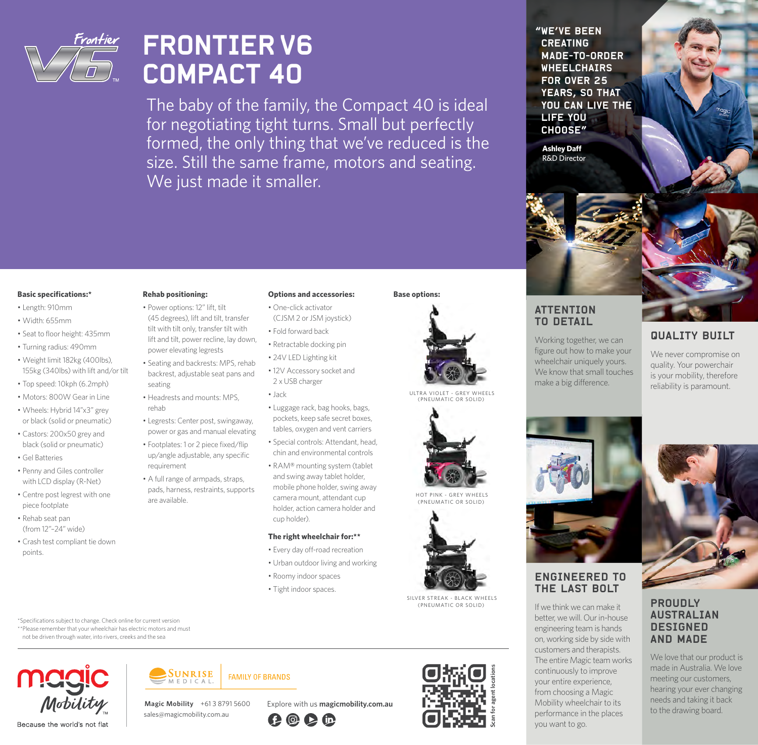# FRONTIER V6 COMPACT 40

The baby of the family, the Compact 40 is ideal for negotiating tight turns. Small but perfectly formed, the only thing that we've reduced is the size. Still the same frame, motors and seating. We just made it smaller.

**Basic specifications:***

- Length: 910mm
- Width: 655mm
- Seat to floor height: 435mm
- Turning radius: 490mm
- Weight limit 182kg (400lbs), 155kg (340lbs) with lift and/or tilt
- Top speed: 10kph (6.2mph)
- Motors: 800W Gear in Line
- Wheels: Hybrid 14"x3" grey or black (solid or pneumatic)
- Castors: 200x50 grey and black (solid or pneumatic)
- Gel Batteries
- Penny and Giles controller with LCD display (R-Net)
- Centre post legrest with one piece footplate
- Rehab seat pan (from 12"–24" wide)
- Crash test compliant tie down points.

**Rehab positioning:**

- Power options: 12" lift, tilt (45 degrees), lift and tilt, transfer tilt with tilt only, transfer tilt with lift and tilt, power recline, lay down, power elevating legrests
- Seating and backrests: MPS, rehab backrest, adjustable seat pans and seating
- Headrests and mounts: MPS, rehab
- Legrests: Center post, swingaway, power or gas and manual elevating
- Footplates: 1 or 2 piece fixed/flip up/angle adjustable, any specific requirement
- A full range of armpads, straps, pads, harness, restraints, supports are available.

**Options and accessories:**

- One-click activator (CJSM 2 or JSM joystick)
- Fold forward back
- Retractable docking pin
- 24V LED Lighting kit
- 12V Accessory socket and 2 x USB charger
- Jack
- Luggage rack, bag hooks, bags, pockets, keep safe secret boxes, tables, oxygen and vent carriers
- Special controls: Attendant, head, chin and environmental controls
- RAM® mounting system (tablet and swing away tablet holder, mobile phone holder, swing away camera mount, attendant cup holder, action camera holder and cup holder).

**The right wheelchair for:****

- Every day off-road recreation
- Urban outdoor living and working
- Roomy indoor spaces
- Tight indoor spaces.

**Base options:**

ULTRA VIOLET - GREY WHEELS (PNEUMATIC OR SOLID)

HOT PINK - GREY WHEELS (PNEUMATIC OR SOLID)

SILVER STREAK - BLACK WHEELS (PNEUMATIC OR SOLID)

*Specifications subject to change. Check online for current version
**Please remember that your wheelchair has electric motors and must not be driven through water, into rivers, creeks and the sea

"WE'VE BEEN CREATING MADE-TO-ORDER WHEELCHAIRS FOR OVER 25 YEARS, SO THAT YOU CAN LIVE THE LIFE YOU CHOOSE"

**Ashley Daff**
R&D Director

## ATTENTION TO DETAIL

Working together, we can figure out how to make your wheelchair uniquely yours. We know that small touches make a big difference.

## QUALITY BUILT

We never compromise on quality. Your powerchair is your mobility, therefore reliability is paramount.

## ENGINEERED TO THE LAST BOLT

If we think we can make it better, we will. Our in-house engineering team is hands on, working side by side with customers and therapists. The entire Magic team works continuously to improve your entire experience, from choosing a Magic Mobility wheelchair to its performance in the places you want to go.

## PROUDLY AUSTRALIAN DESIGNED AND MADE

We love that our product is made in Australia. We love meeting our customers, hearing your ever changing needs and taking it back to the drawing board.

Because the world's not flat

SUNRISE MEDICAL | FAMILY OF BRANDS

**Magic Mobility** +61 3 8791 5600
sales@magicmobility.com.au

Explore with us **magicmobility.com.au**

Scan for agent locations